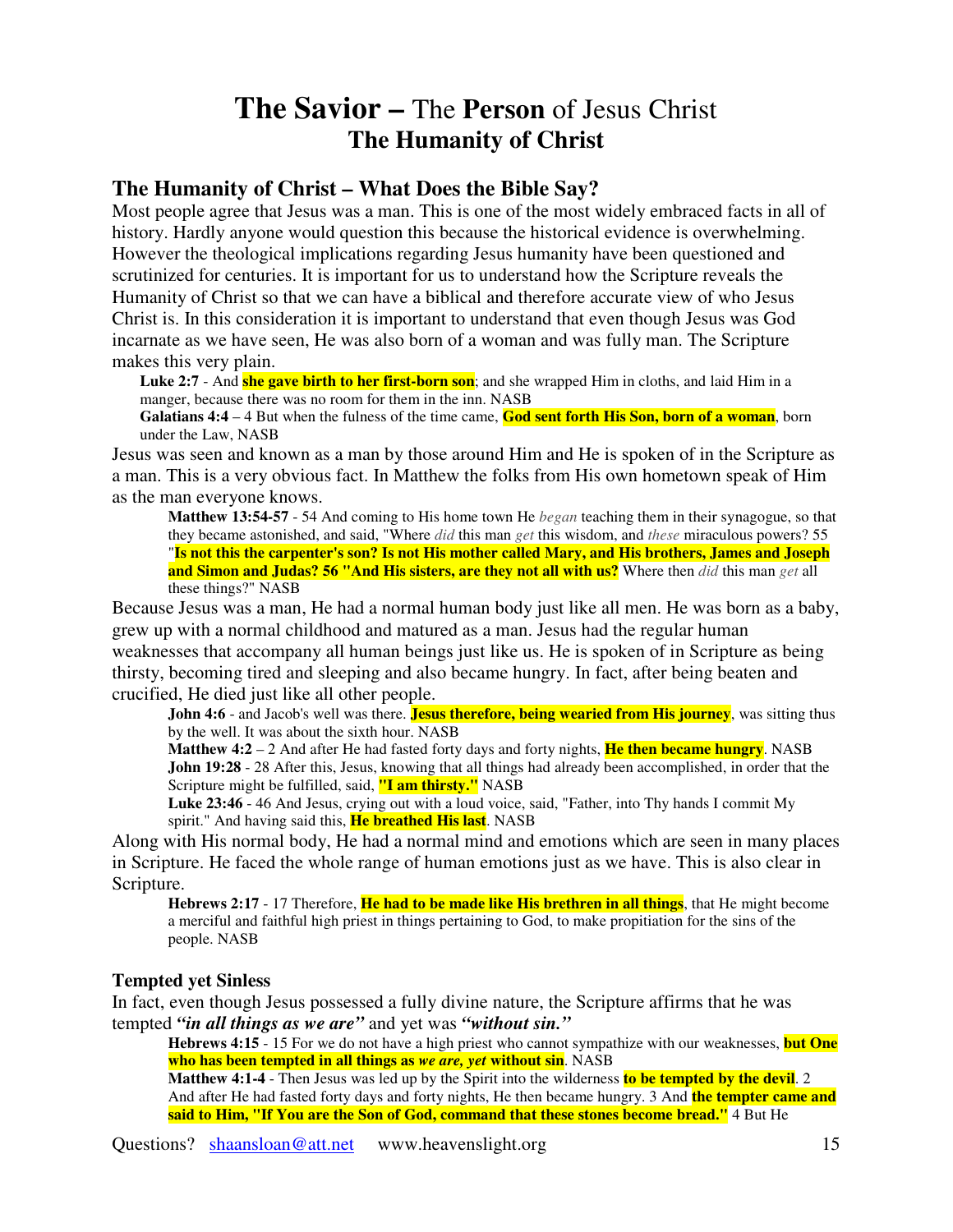# **The Savior –** The **Person** of Jesus Christ
## The Humanity of Christ

## The Humanity of Christ – What Does the Bible Say?

Most people agree that Jesus was a man. This is one of the most widely embraced facts in all of history. Hardly anyone would question this because the historical evidence is overwhelming. However the theological implications regarding Jesus humanity have been questioned and scrutinized for centuries. It is important for us to understand how the Scripture reveals the Humanity of Christ so that we can have a biblical and therefore accurate view of who Jesus Christ is. In this consideration it is important to understand that even though Jesus was God incarnate as we have seen, He was also born of a woman and was fully man. The Scripture makes this very plain.

> **Luke 2:7** - And **she gave birth to her first-born son**; and she wrapped Him in cloths, and laid Him in a manger, because there was no room for them in the inn. NASB
>
> **Galatians 4:4** – 4 But when the fulness of the time came, **God sent forth His Son, born of a woman**, born under the Law, NASB

Jesus was seen and known as a man by those around Him and He is spoken of in the Scripture as a man. This is a very obvious fact. In Matthew the folks from His own hometown speak of Him as the man everyone knows.

> **Matthew 13:54-57** - 54 And coming to His home town He *began* teaching them in their synagogue, so that they became astonished, and said, "Where *did* this man *get* this wisdom, and *these* miraculous powers? 55 "**Is not this the carpenter's son? Is not His mother called Mary, and His brothers, James and Joseph and Simon and Judas? 56 "And His sisters, are they not all with us?** Where then *did* this man *get* all these things?" NASB

Because Jesus was a man, He had a normal human body just like all men. He was born as a baby, grew up with a normal childhood and matured as a man. Jesus had the regular human weaknesses that accompany all human beings just like us. He is spoken of in Scripture as being thirsty, becoming tired and sleeping and also became hungry. In fact, after being beaten and crucified, He died just like all other people.

> **John 4:6** - and Jacob's well was there. **Jesus therefore, being wearied from His journey**, was sitting thus by the well. It was about the sixth hour. NASB
>
> **Matthew 4:2** – 2 And after He had fasted forty days and forty nights, **He then became hungry**. NASB
>
> **John 19:28** - 28 After this, Jesus, knowing that all things had already been accomplished, in order that the Scripture might be fulfilled, said, **"I am thirsty."** NASB
>
> **Luke 23:46** - 46 And Jesus, crying out with a loud voice, said, "Father, into Thy hands I commit My spirit." And having said this, **He breathed His last**. NASB

Along with His normal body, He had a normal mind and emotions which are seen in many places in Scripture. He faced the whole range of human emotions just as we have. This is also clear in Scripture.

> **Hebrews 2:17** - 17 Therefore, **He had to be made like His brethren in all things**, that He might become a merciful and faithful high priest in things pertaining to God, to make propitiation for the sins of the people. NASB

### Tempted yet Sinless

In fact, even though Jesus possessed a fully divine nature, the Scripture affirms that he was tempted ***"in all things as we are"*** and yet was ***"without sin."***

> **Hebrews 4:15** - 15 For we do not have a high priest who cannot sympathize with our weaknesses, **but One who has been tempted in all things as *we are, yet* without sin**. NASB
>
> **Matthew 4:1-4** - Then Jesus was led up by the Spirit into the wilderness **to be tempted by the devil**. 2 And after He had fasted forty days and forty nights, He then became hungry. 3 And **the tempter came and said to Him, "If You are the Son of God, command that these stones become bread."** 4 But He

Questions? shaansloan@att.net www.heavenslight.org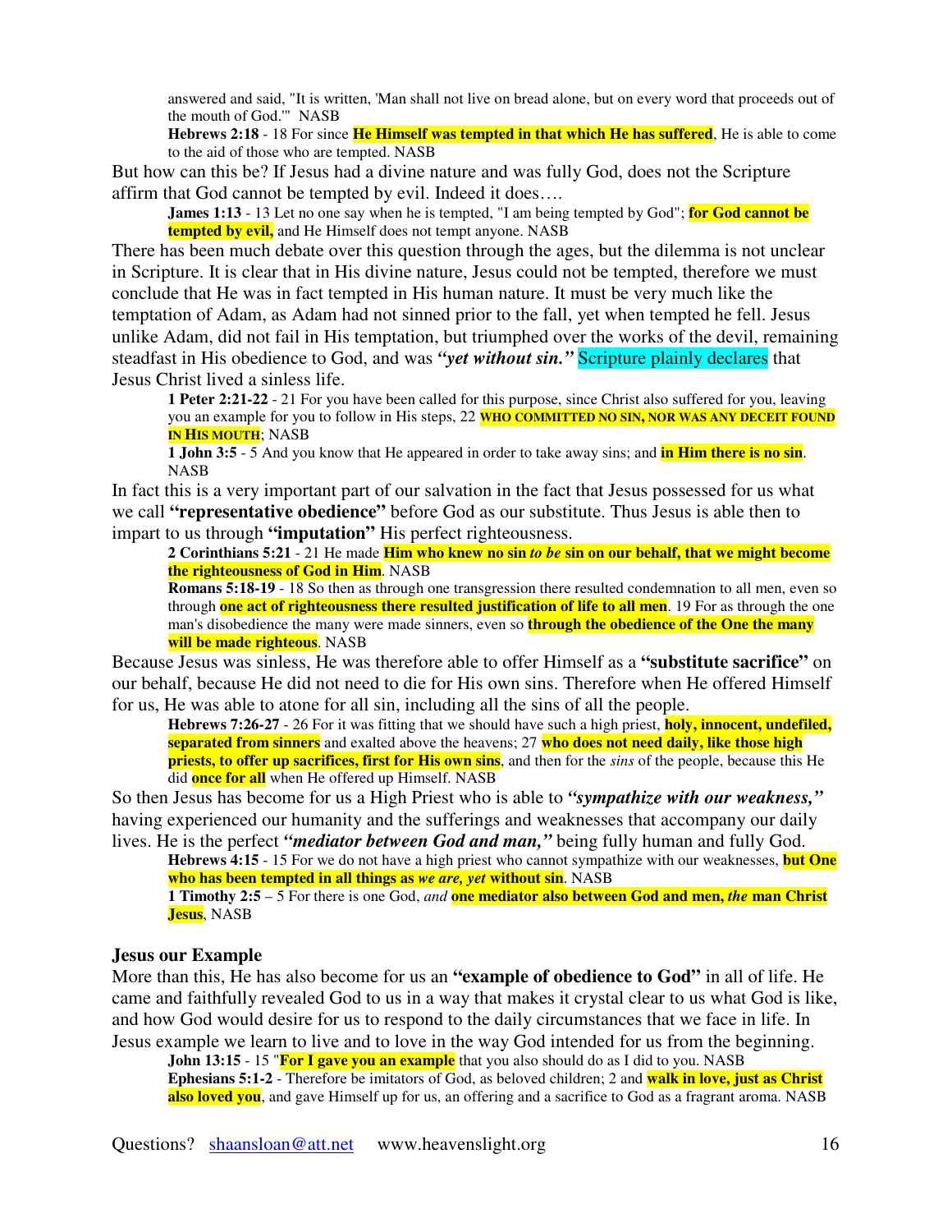answered and said, "It is written, 'Man shall not live on bread alone, but on every word that proceeds out of the mouth of God.'" NASB

**Hebrews 2:18** - 18 For since **He Himself was tempted in that which He has suffered**, He is able to come to the aid of those who are tempted. NASB

But how can this be? If Jesus had a divine nature and was fully God, does not the Scripture affirm that God cannot be tempted by evil. Indeed it does….

**James 1:13** - 13 Let no one say when he is tempted, "I am being tempted by God"; **for God cannot be tempted by evil,** and He Himself does not tempt anyone. NASB

There has been much debate over this question through the ages, but the dilemma is not unclear in Scripture. It is clear that in His divine nature, Jesus could not be tempted, therefore we must conclude that He was in fact tempted in His human nature. It must be very much like the temptation of Adam, as Adam had not sinned prior to the fall, yet when tempted he fell. Jesus unlike Adam, did not fail in His temptation, but triumphed over the works of the devil, remaining steadfast in His obedience to God, and was ***"yet without sin."*** Scripture plainly declares that Jesus Christ lived a sinless life.

**1 Peter 2:21-22** - 21 For you have been called for this purpose, since Christ also suffered for you, leaving you an example for you to follow in His steps, 22 **WHO COMMITTED NO SIN, NOR WAS ANY DECEIT FOUND IN HIS MOUTH**; NASB

**1 John 3:5** - 5 And you know that He appeared in order to take away sins; and **in Him there is no sin**. NASB

In fact this is a very important part of our salvation in the fact that Jesus possessed for us what we call **"representative obedience"** before God as our substitute. Thus Jesus is able then to impart to us through **"imputation"** His perfect righteousness.

**2 Corinthians 5:21** - 21 He made **Him who knew no sin *to be* sin on our behalf, that we might become the righteousness of God in Him**. NASB

**Romans 5:18-19** - 18 So then as through one transgression there resulted condemnation to all men, even so through **one act of righteousness there resulted justification of life to all men**. 19 For as through the one man's disobedience the many were made sinners, even so **through the obedience of the One the many will be made righteous**. NASB

Because Jesus was sinless, He was therefore able to offer Himself as a **"substitute sacrifice"** on our behalf, because He did not need to die for His own sins. Therefore when He offered Himself for us, He was able to atone for all sin, including all the sins of all the people.

**Hebrews 7:26-27** - 26 For it was fitting that we should have such a high priest, **holy, innocent, undefiled, separated from sinners** and exalted above the heavens; 27 **who does not need daily, like those high priests, to offer up sacrifices, first for His own sins**, and then for the *sins* of the people, because this He did **once for all** when He offered up Himself. NASB

So then Jesus has become for us a High Priest who is able to ***"sympathize with our weakness,"*** having experienced our humanity and the sufferings and weaknesses that accompany our daily lives. He is the perfect ***"mediator between God and man,"*** being fully human and fully God.

**Hebrews 4:15** - 15 For we do not have a high priest who cannot sympathize with our weaknesses, **but One who has been tempted in all things as *we are, yet* without sin**. NASB

**1 Timothy 2:5** – 5 For there is one God, *and* **one mediator also between God and men, *the* man Christ Jesus**, NASB

### Jesus our Example

More than this, He has also become for us an **"example of obedience to God"** in all of life. He came and faithfully revealed God to us in a way that makes it crystal clear to us what God is like, and how God would desire for us to respond to the daily circumstances that we face in life. In Jesus example we learn to live and to love in the way God intended for us from the beginning.

**John 13:15** - 15 "**For I gave you an example** that you also should do as I did to you. NASB

**Ephesians 5:1-2** - Therefore be imitators of God, as beloved children; 2 and **walk in love, just as Christ also loved you**, and gave Himself up for us, an offering and a sacrifice to God as a fragrant aroma. NASB

Questions? shaansloan@att.net www.heavenslight.org